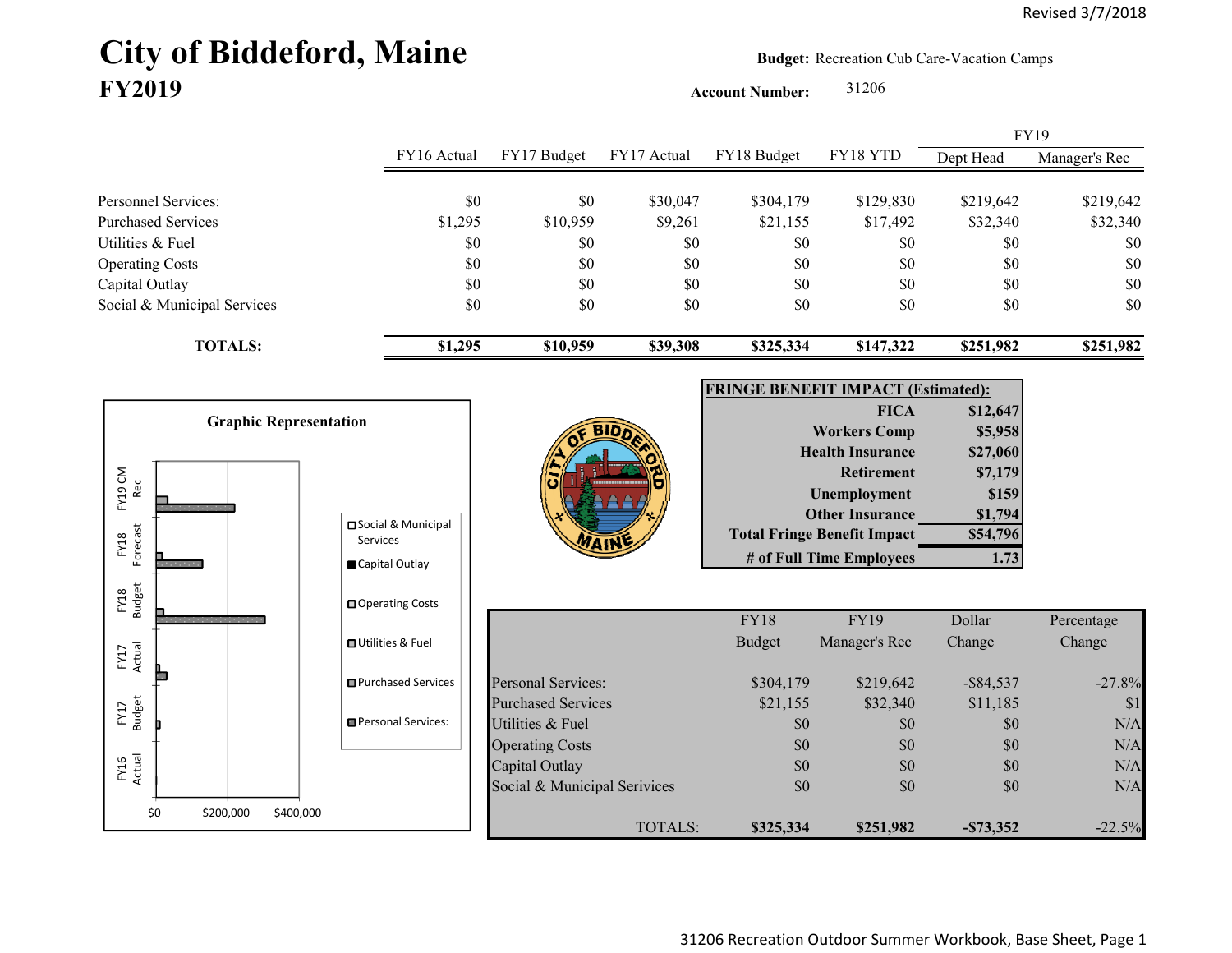Revised 3/7/2018

# City of Biddeford, Maine
## FY2019

**Budget:** Recreation Cub Care-Vacation Camps

**Account Number:** 31206

| | FY16 Actual | FY17 Budget | FY17 Actual | FY18 Budget | FY18 YTD | FY19 Dept Head | FY19 Manager's Rec |
|---|---|---|---|---|---|---|---|
| Personnel Services: | $0 | $0 | $30,047 | $304,179 | $129,830 | $219,642 | $219,642 |
| Purchased Services | $1,295 | $10,959 | $9,261 | $21,155 | $17,492 | $32,340 | $32,340 |
| Utilities & Fuel | $0 | $0 | $0 | $0 | $0 | $0 | $0 |
| Operating Costs | $0 | $0 | $0 | $0 | $0 | $0 | $0 |
| Capital Outlay | $0 | $0 | $0 | $0 | $0 | $0 | $0 |
| Social & Municipal Services | $0 | $0 | $0 | $0 | $0 | $0 | $0 |
| **TOTALS:** | **$1,295** | **$10,959** | **$39,308** | **$325,334** | **$147,322** | **$251,982** | **$251,982** |

**Graphic Representation**

| **FRINGE BENEFIT IMPACT (Estimated):** | |
|---|---|
| **FICA** | **$12,647** |
| **Workers Comp** | **$5,958** |
| **Health Insurance** | **$27,060** |
| **Retirement** | **$7,179** |
| **Unemployment** | **$159** |
| **Other Insurance** | **$1,794** |
| **Total Fringe Benefit Impact** | **$54,796** |
| **# of Full Time Employees** | **1.73** |

| | FY18 Budget | FY19 Manager's Rec | Dollar Change | Percentage Change |
|---|---|---|---|---|
| Personal Services: | $304,179 | $219,642 | -$84,537 | -27.8% |
| Purchased Services | $21,155 | $32,340 | $11,185 | $1 |
| Utilities & Fuel | $0 | $0 | $0 | N/A |
| Operating Costs | $0 | $0 | $0 | N/A |
| Capital Outlay | $0 | $0 | $0 | N/A |
| Social & Municipal Services | $0 | $0 | $0 | N/A |
| TOTALS: | **$325,334** | **$251,982** | **-$73,352** | -22.5% |

31206 Recreation Outdoor Summer Workbook, Base Sheet, Page 1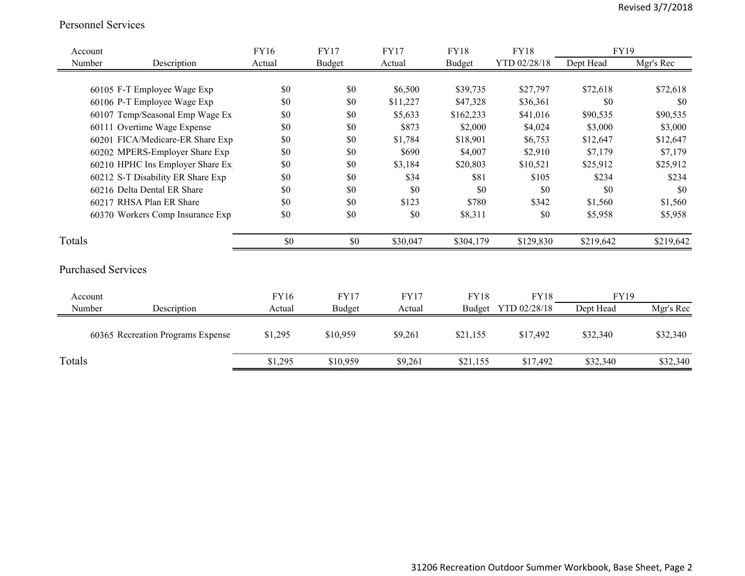Revised 3/7/2018

## Personnel Services

| Account Number | Description | FY16 Actual | FY17 Budget | FY17 Actual | FY18 Budget | FY18 YTD 02/28/18 | FY19 Dept Head | FY19 Mgr's Rec |
|---|---|---|---|---|---|---|---|---|
| 60105 | F-T Employee Wage Exp | $0 | $0 | $6,500 | $39,735 | $27,797 | $72,618 | $72,618 |
| 60106 | P-T Employee Wage Exp | $0 | $0 | $11,227 | $47,328 | $36,361 | $0 | $0 |
| 60107 | Temp/Seasonal Emp Wage Ex | $0 | $0 | $5,633 | $162,233 | $41,016 | $90,535 | $90,535 |
| 60111 | Overtime Wage Expense | $0 | $0 | $873 | $2,000 | $4,024 | $3,000 | $3,000 |
| 60201 | FICA/Medicare-ER Share Exp | $0 | $0 | $1,784 | $18,901 | $6,753 | $12,647 | $12,647 |
| 60202 | MPERS-Employer Share Exp | $0 | $0 | $690 | $4,007 | $2,910 | $7,179 | $7,179 |
| 60210 | HPHC Ins Employer Share Ex | $0 | $0 | $3,184 | $20,803 | $10,521 | $25,912 | $25,912 |
| 60212 | S-T Disability ER Share Exp | $0 | $0 | $34 | $81 | $105 | $234 | $234 |
| 60216 | Delta Dental ER Share | $0 | $0 | $0 | $0 | $0 | $0 | $0 |
| 60217 | RHSA Plan ER Share | $0 | $0 | $123 | $780 | $342 | $1,560 | $1,560 |
| 60370 | Workers Comp Insurance Exp | $0 | $0 | $0 | $8,311 | $0 | $5,958 | $5,958 |
| Totals | | $0 | $0 | $30,047 | $304,179 | $129,830 | $219,642 | $219,642 |

## Purchased Services

| Account Number | Description | FY16 Actual | FY17 Budget | FY17 Actual | FY18 Budget | FY18 YTD 02/28/18 | FY19 Dept Head | FY19 Mgr's Rec |
|---|---|---|---|---|---|---|---|---|
| 60365 | Recreation Programs Expense | $1,295 | $10,959 | $9,261 | $21,155 | $17,492 | $32,340 | $32,340 |
| Totals | | $1,295 | $10,959 | $9,261 | $21,155 | $17,492 | $32,340 | $32,340 |

31206 Recreation Outdoor Summer Workbook, Base Sheet, Page 2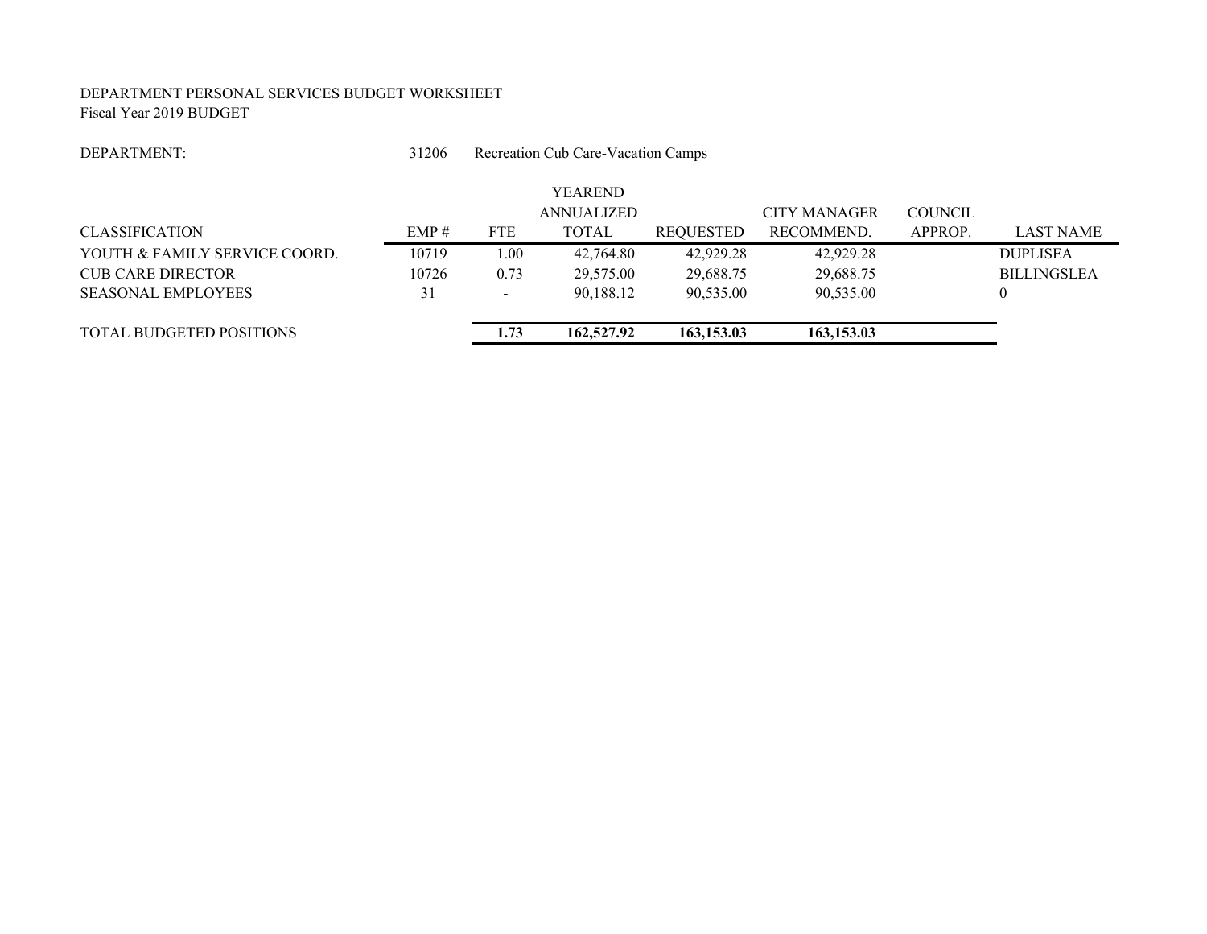DEPARTMENT PERSONAL SERVICES BUDGET WORKSHEET
Fiscal Year 2019 BUDGET

DEPARTMENT: 31206 Recreation Cub Care-Vacation Camps

| CLASSIFICATION | EMP # | FTE | YEAREND ANNUALIZED TOTAL | REQUESTED | CITY MANAGER RECOMMEND. | COUNCIL APPROP. | LAST NAME |
|---|---|---|---|---|---|---|---|
| YOUTH & FAMILY SERVICE COORD. | 10719 | 1.00 | 42,764.80 | 42,929.28 | 42,929.28 | | DUPLISEA |
| CUB CARE DIRECTOR | 10726 | 0.73 | 29,575.00 | 29,688.75 | 29,688.75 | | BILLINGSLEA |
| SEASONAL EMPLOYEES | 31 | - | 90,188.12 | 90,535.00 | 90,535.00 | | 0 |
| TOTAL BUDGETED POSITIONS | | **1.73** | **162,527.92** | **163,153.03** | **163,153.03** | | |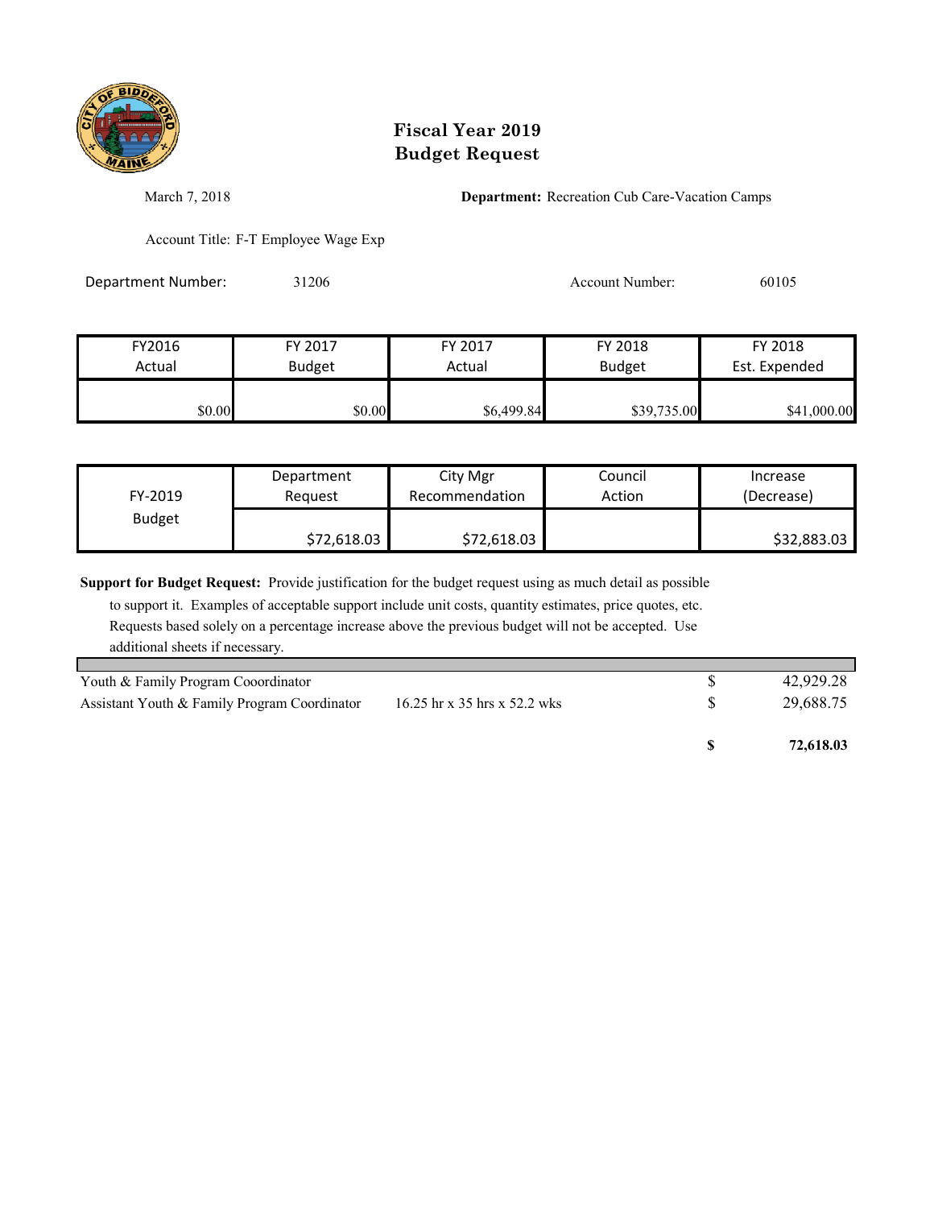# Fiscal Year 2019
# Budget Request

March 7, 2018

**Department:** Recreation Cub Care-Vacation Camps

Account Title: F-T Employee Wage Exp

Department Number: 31206

Account Number: 60105

| FY2016 Actual | FY 2017 Budget | FY 2017 Actual | FY 2018 Budget | FY 2018 Est. Expended |
|---|---|---|---|---|
| $0.00 | $0.00 | $6,499.84 | $39,735.00 | $41,000.00 |

| FY-2019 Budget | Department Request | City Mgr Recommendation | Council Action | Increase (Decrease) |
|---|---|---|---|---|
| | $72,618.03 | $72,618.03 | | $32,883.03 |

**Support for Budget Request:** Provide justification for the budget request using as much detail as possible to support it. Examples of acceptable support include unit costs, quantity estimates, price quotes, etc. Requests based solely on a percentage increase above the previous budget will not be accepted. Use additional sheets if necessary.

| | | | |
|---|---|---|---|
| Youth & Family Program Cooordinator | | $ | 42,929.28 |
| Assistant Youth & Family Program Coordinator | 16.25 hr x 35 hrs x 52.2 wks | $ | 29,688.75 |
| | | **$** | **72,618.03** |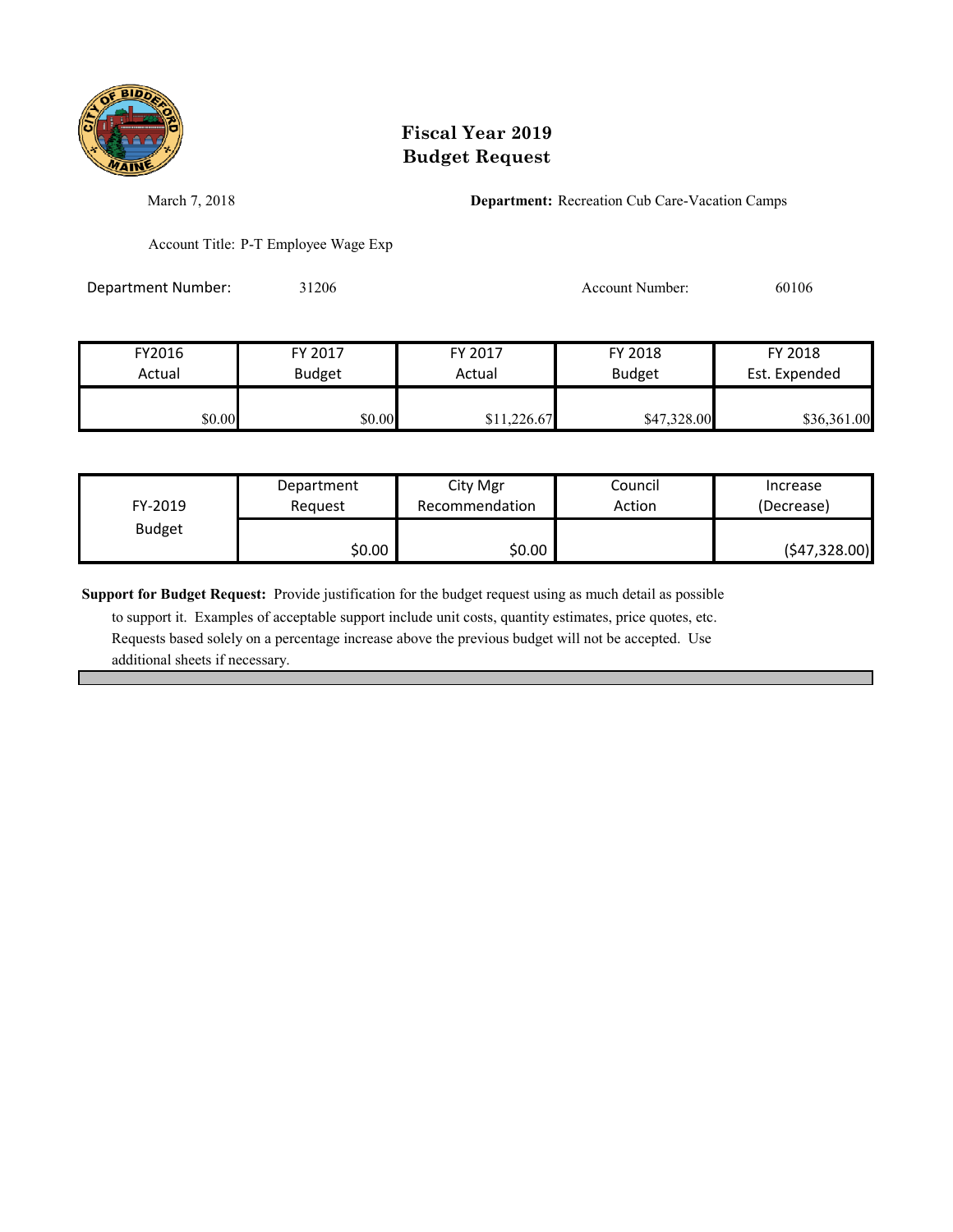# Fiscal Year 2019
# Budget Request

March 7, 2018

**Department:** Recreation Cub Care-Vacation Camps

Account Title: P-T Employee Wage Exp

Department Number: 31206

Account Number: 60106

| FY2016 Actual | FY 2017 Budget | FY 2017 Actual | FY 2018 Budget | FY 2018 Est. Expended |
|---|---|---|---|---|
| $0.00 | $0.00 | $11,226.67 | $47,328.00 | $36,361.00 |

| FY-2019 Budget | Department Request | City Mgr Recommendation | Council Action | Increase (Decrease) |
|---|---|---|---|---|
| | $0.00 | $0.00 | | ($47,328.00) |

**Support for Budget Request:** Provide justification for the budget request using as much detail as possible to support it. Examples of acceptable support include unit costs, quantity estimates, price quotes, etc. Requests based solely on a percentage increase above the previous budget will not be accepted. Use additional sheets if necessary.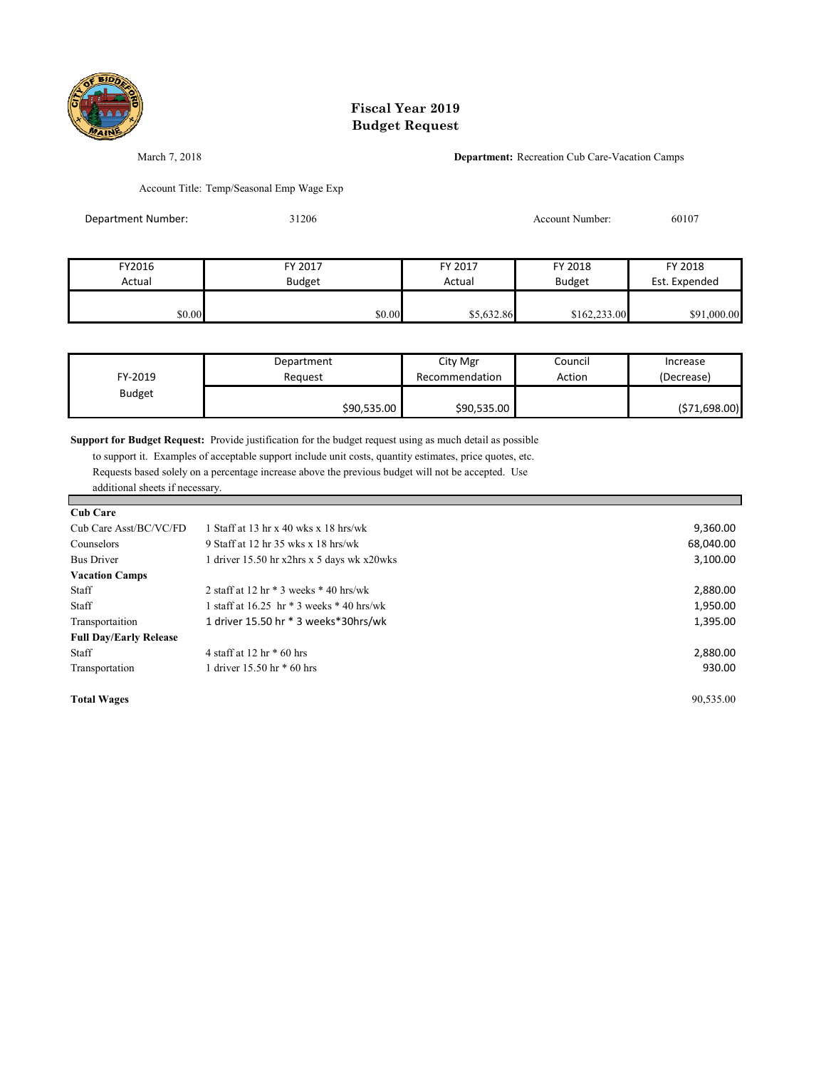# Fiscal Year 2019
# Budget Request

March 7, 2018

**Department:** Recreation Cub Care-Vacation Camps

Account Title: Temp/Seasonal Emp Wage Exp

Department Number: 31206

Account Number: 60107

| FY2016 Actual | FY 2017 Budget | FY 2017 Actual | FY 2018 Budget | FY 2018 Est. Expended |
|---|---|---|---|---|
| $0.00 | $0.00 | $5,632.86 | $162,233.00 | $91,000.00 |

| FY-2019 Budget | Department Request | City Mgr Recommendation | Council Action | Increase (Decrease) |
|---|---|---|---|---|
| | $90,535.00 | $90,535.00 | | ($71,698.00) |

**Support for Budget Request:** Provide justification for the budget request using as much detail as possible to support it. Examples of acceptable support include unit costs, quantity estimates, price quotes, etc. Requests based solely on a percentage increase above the previous budget will not be accepted. Use additional sheets if necessary.

| | | |
|---|---|---|
| **Cub Care** | | |
| Cub Care Asst/BC/VC/FD | 1 Staff at 13 hr x 40 wks x 18 hrs/wk | 9,360.00 |
| Counselors | 9 Staff at 12 hr 35 wks x 18 hrs/wk | 68,040.00 |
| Bus Driver | 1 driver 15.50 hr x2hrs x 5 days wk x20wks | 3,100.00 |
| **Vacation Camps** | | |
| Staff | 2 staff at 12 hr * 3 weeks * 40 hrs/wk | 2,880.00 |
| Staff | 1 staff at 16.25 hr * 3 weeks * 40 hrs/wk | 1,950.00 |
| Transportaition | 1 driver 15.50 hr * 3 weeks*30hrs/wk | 1,395.00 |
| **Full Day/Early Release** | | |
| Staff | 4 staff at 12 hr * 60 hrs | 2,880.00 |
| Transportation | 1 driver 15.50 hr * 60 hrs | 930.00 |
| **Total Wages** | | 90,535.00 |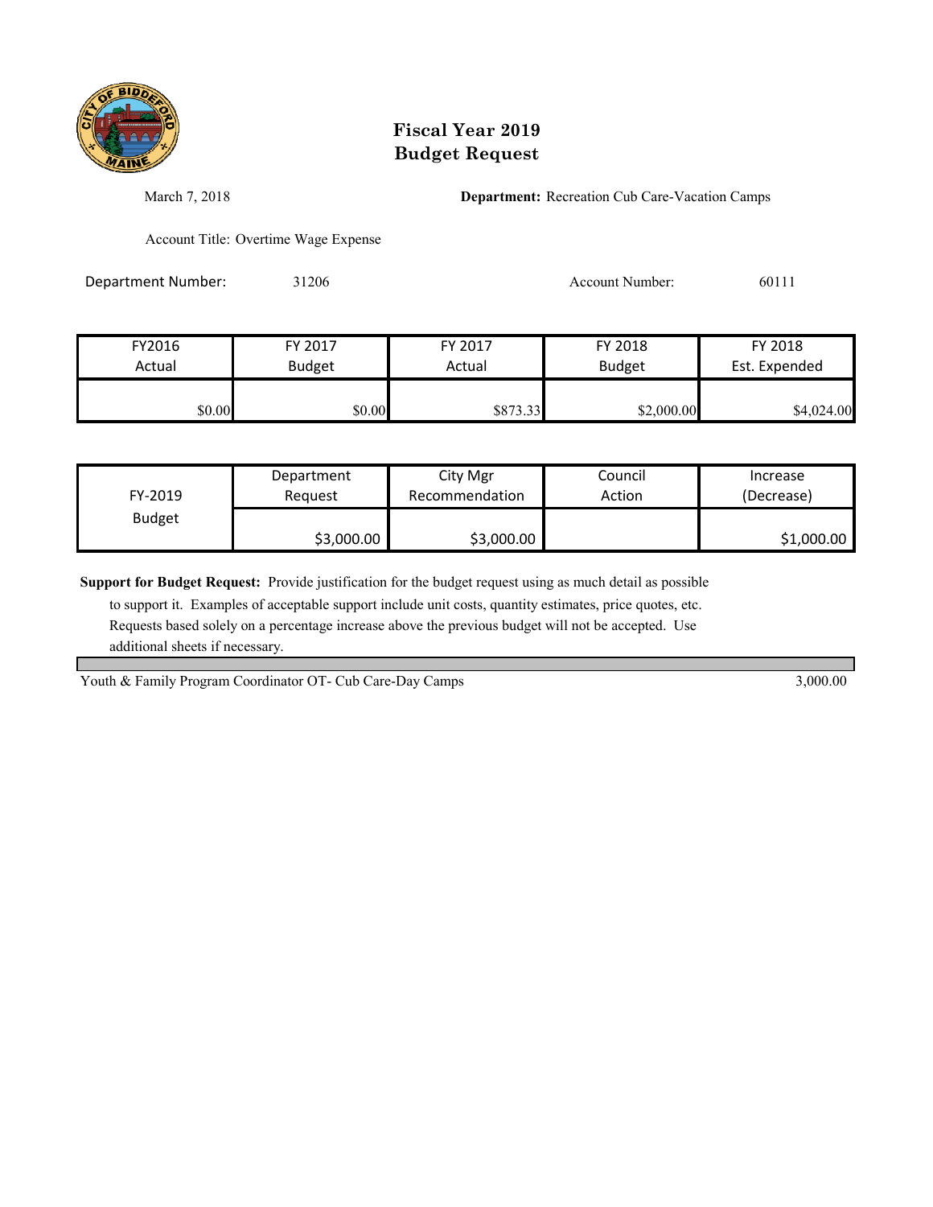# Fiscal Year 2019
# Budget Request

March 7, 2018

**Department:** Recreation Cub Care-Vacation Camps

Account Title: Overtime Wage Expense

Department Number: 31206

Account Number: 60111

| FY2016 Actual | FY 2017 Budget | FY 2017 Actual | FY 2018 Budget | FY 2018 Est. Expended |
|---|---|---|---|---|
| $0.00 | $0.00 | $873.33 | $2,000.00 | $4,024.00 |

| FY-2019 Budget | Department Request | City Mgr Recommendation | Council Action | Increase (Decrease) |
|---|---|---|---|---|
| | $3,000.00 | $3,000.00 | | $1,000.00 |

**Support for Budget Request:** Provide justification for the budget request using as much detail as possible to support it. Examples of acceptable support include unit costs, quantity estimates, price quotes, etc. Requests based solely on a percentage increase above the previous budget will not be accepted. Use additional sheets if necessary.

| | |
|---|---|
| Youth & Family Program Coordinator OT- Cub Care-Day Camps | 3,000.00 |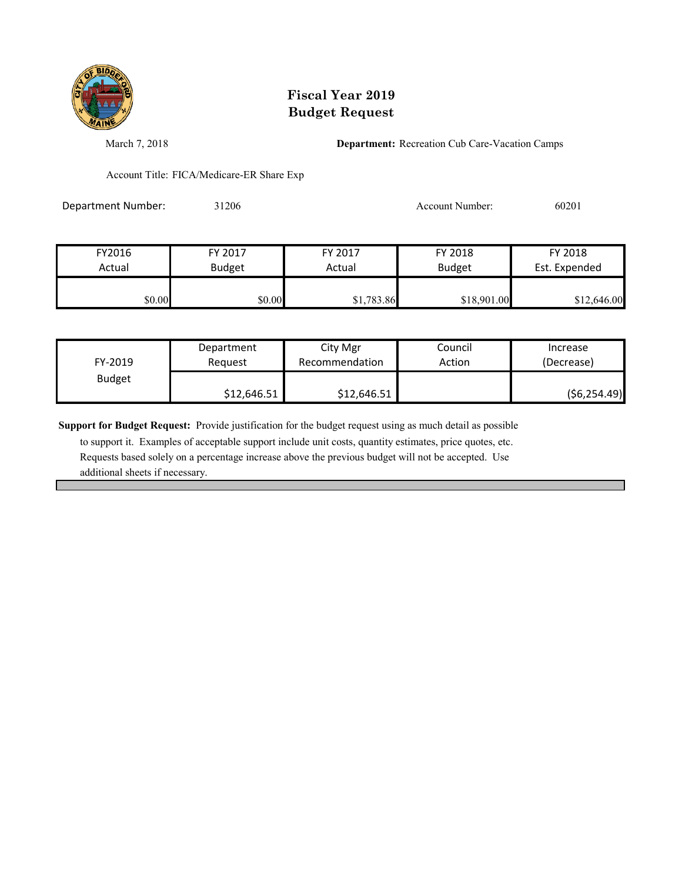# Fiscal Year 2019
# Budget Request

March 7, 2018

**Department:** Recreation Cub Care-Vacation Camps

Account Title: FICA/Medicare-ER Share Exp

Department Number: 31206

Account Number: 60201

| FY2016 Actual | FY 2017 Budget | FY 2017 Actual | FY 2018 Budget | FY 2018 Est. Expended |
|---|---|---|---|---|
| $0.00 | $0.00 | $1,783.86 | $18,901.00 | $12,646.00 |

| FY-2019 Budget | Department Request | City Mgr Recommendation | Council Action | Increase (Decrease) |
|---|---|---|---|---|
| | $12,646.51 | $12,646.51 | | ($6,254.49) |

**Support for Budget Request:** Provide justification for the budget request using as much detail as possible to support it. Examples of acceptable support include unit costs, quantity estimates, price quotes, etc. Requests based solely on a percentage increase above the previous budget will not be accepted. Use additional sheets if necessary.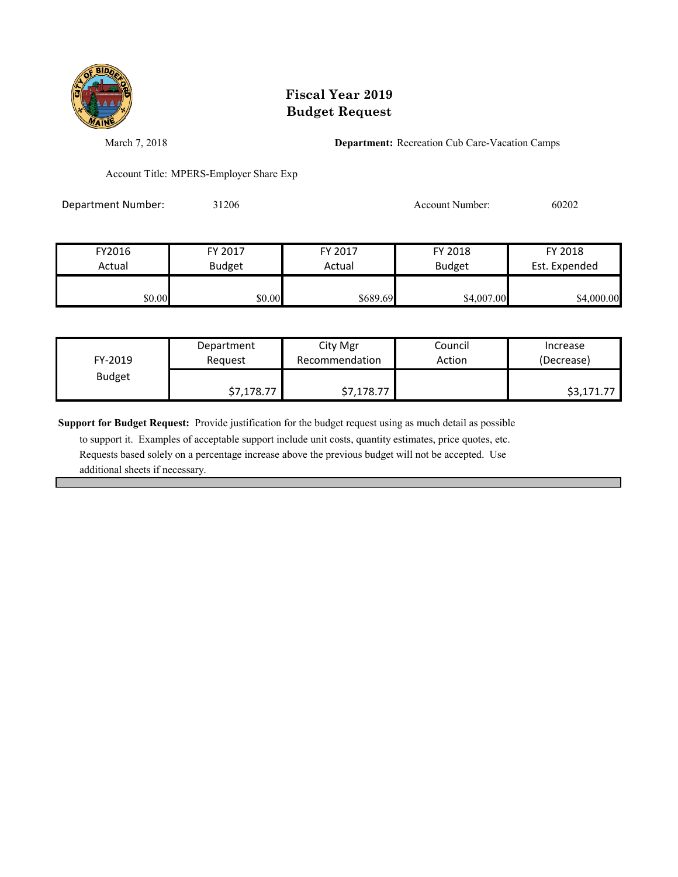# Fiscal Year 2019
# Budget Request

March 7, 2018

**Department:** Recreation Cub Care-Vacation Camps

Account Title: MPERS-Employer Share Exp

Department Number: 31206

Account Number: 60202

| FY2016 Actual | FY 2017 Budget | FY 2017 Actual | FY 2018 Budget | FY 2018 Est. Expended |
|---|---|---|---|---|
| $0.00 | $0.00 | $689.69 | $4,007.00 | $4,000.00 |

| FY-2019 Budget | Department Request | City Mgr Recommendation | Council Action | Increase (Decrease) |
|---|---|---|---|---|
| | $7,178.77 | $7,178.77 | | $3,171.77 |

**Support for Budget Request:** Provide justification for the budget request using as much detail as possible to support it. Examples of acceptable support include unit costs, quantity estimates, price quotes, etc. Requests based solely on a percentage increase above the previous budget will not be accepted. Use additional sheets if necessary.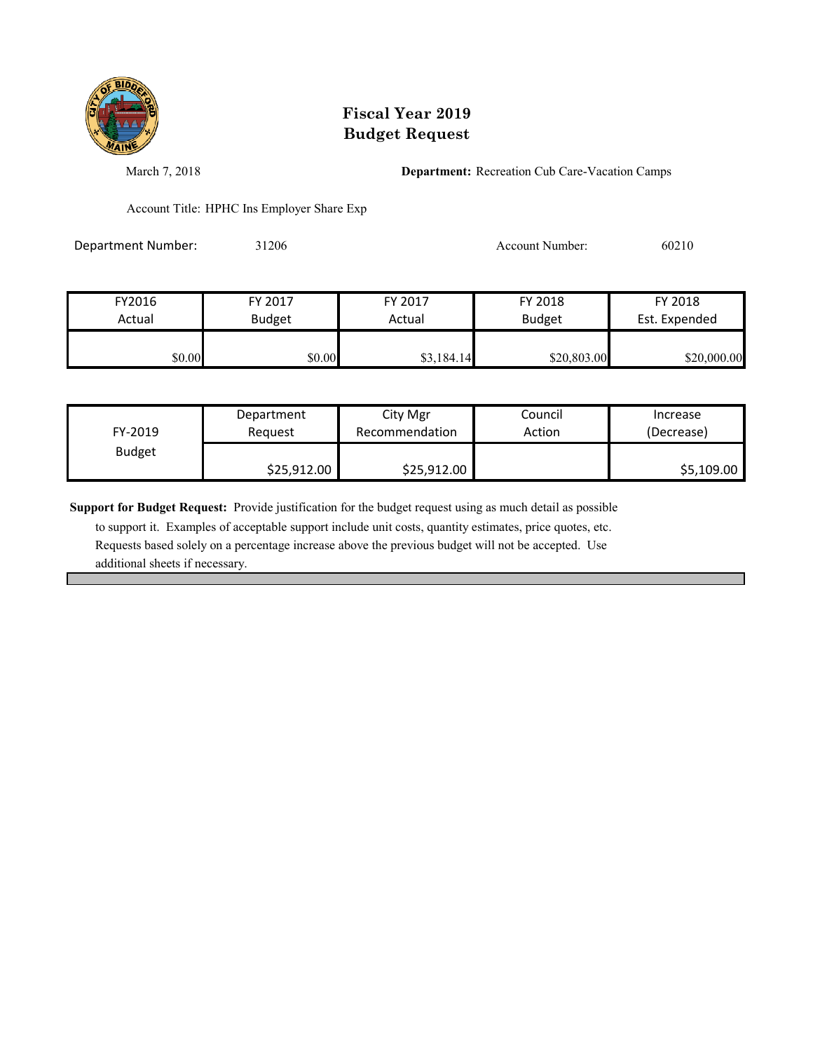# Fiscal Year 2019
# Budget Request

March 7, 2018

**Department:** Recreation Cub Care-Vacation Camps

Account Title: HPHC Ins Employer Share Exp

Department Number: 31206

Account Number: 60210

| FY2016 Actual | FY 2017 Budget | FY 2017 Actual | FY 2018 Budget | FY 2018 Est. Expended |
|---|---|---|---|---|
| $0.00 | $0.00 | $3,184.14 | $20,803.00 | $20,000.00 |

| FY-2019 Budget | Department Request | City Mgr Recommendation | Council Action | Increase (Decrease) |
|---|---|---|---|---|
| | $25,912.00 | $25,912.00 | | $5,109.00 |

**Support for Budget Request:** Provide justification for the budget request using as much detail as possible to support it. Examples of acceptable support include unit costs, quantity estimates, price quotes, etc. Requests based solely on a percentage increase above the previous budget will not be accepted. Use additional sheets if necessary.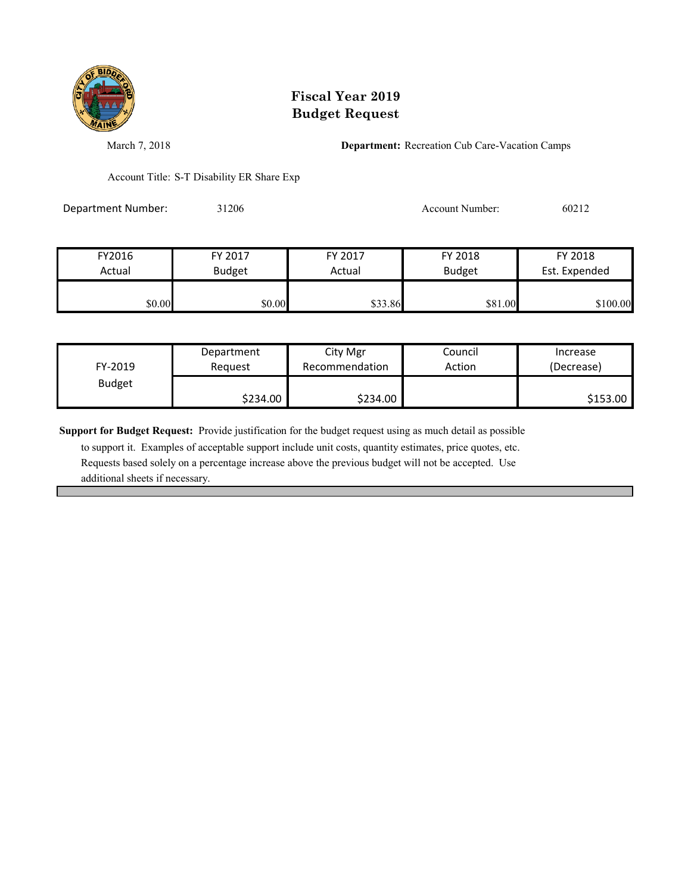# Fiscal Year 2019
# Budget Request

March 7, 2018

**Department:** Recreation Cub Care-Vacation Camps

Account Title: S-T Disability ER Share Exp

Department Number: 31206

Account Number: 60212

| FY2016 Actual | FY 2017 Budget | FY 2017 Actual | FY 2018 Budget | FY 2018 Est. Expended |
|---|---|---|---|---|
| $0.00 | $0.00 | $33.86 | $81.00 | $100.00 |

| FY-2019 Budget | Department Request | City Mgr Recommendation | Council Action | Increase (Decrease) |
|---|---|---|---|---|
| | $234.00 | $234.00 | | $153.00 |

**Support for Budget Request:** Provide justification for the budget request using as much detail as possible to support it. Examples of acceptable support include unit costs, quantity estimates, price quotes, etc. Requests based solely on a percentage increase above the previous budget will not be accepted. Use additional sheets if necessary.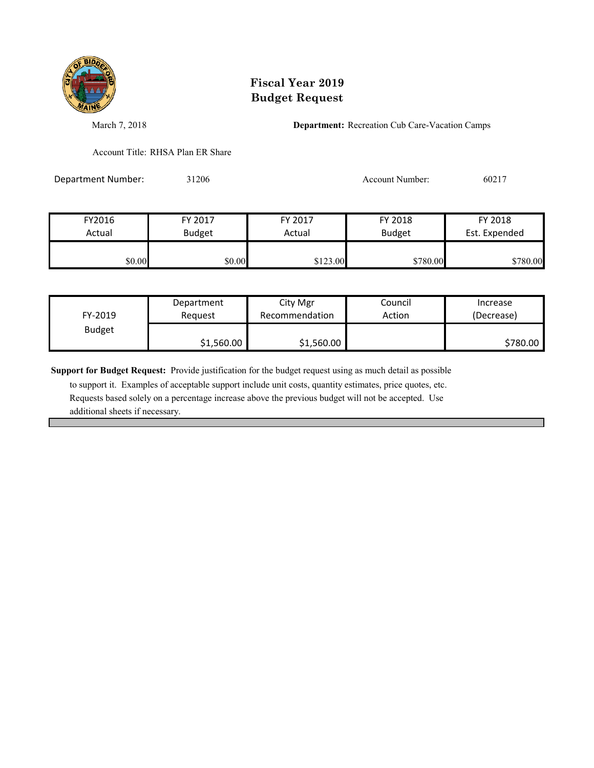# Fiscal Year 2019
# Budget Request

March 7, 2018

**Department:** Recreation Cub Care-Vacation Camps

Account Title: RHSA Plan ER Share

Department Number: 31206

Account Number: 60217

| FY2016 Actual | FY 2017 Budget | FY 2017 Actual | FY 2018 Budget | FY 2018 Est. Expended |
|---|---|---|---|---|
| $0.00 | $0.00 | $123.00 | $780.00 | $780.00 |

| FY-2019 Budget | Department Request | City Mgr Recommendation | Council Action | Increase (Decrease) |
|---|---|---|---|---|
| | $1,560.00 | $1,560.00 | | $780.00 |

**Support for Budget Request:** Provide justification for the budget request using as much detail as possible to support it. Examples of acceptable support include unit costs, quantity estimates, price quotes, etc. Requests based solely on a percentage increase above the previous budget will not be accepted. Use additional sheets if necessary.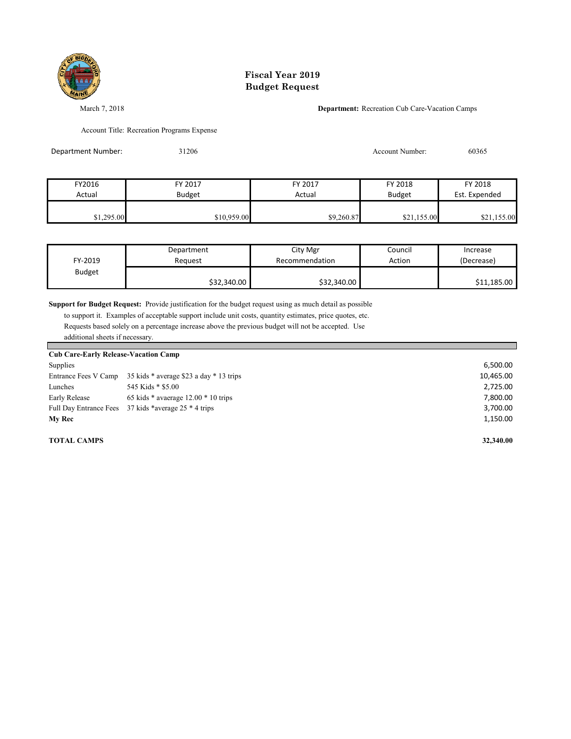# Fiscal Year 2019
# Budget Request

March 7, 2018

**Department:** Recreation Cub Care-Vacation Camps

Account Title: Recreation Programs Expense

Department Number: 31206

Account Number: 60365

| FY2016 Actual | FY 2017 Budget | FY 2017 Actual | FY 2018 Budget | FY 2018 Est. Expended |
|---|---|---|---|---|
| $1,295.00 | $10,959.00 | $9,260.87 | $21,155.00 | $21,155.00 |

| FY-2019 Budget | Department Request | City Mgr Recommendation | Council Action | Increase (Decrease) |
|---|---|---|---|---|
| | $32,340.00 | $32,340.00 | | $11,185.00 |

**Support for Budget Request:** Provide justification for the budget request using as much detail as possible to support it. Examples of acceptable support include unit costs, quantity estimates, price quotes, etc. Requests based solely on a percentage increase above the previous budget will not be accepted. Use additional sheets if necessary.

| **Cub Care-Early Release-Vacation Camp** | | |
|---|---|---|
| Supplies | | 6,500.00 |
| Entrance Fees V Camp | 35 kids * average $23 a day * 13 trips | 10,465.00 |
| Lunches | 545 Kids * $5.00 | 2,725.00 |
| Early Release | 65 kids * avaerage 12.00 * 10 trips | 7,800.00 |
| Full Day Entrance Fees | 37 kids *average 25 * 4 trips | 3,700.00 |
| **My Rec** | | 1,150.00 |
| | | |
| **TOTAL CAMPS** | | **32,340.00** |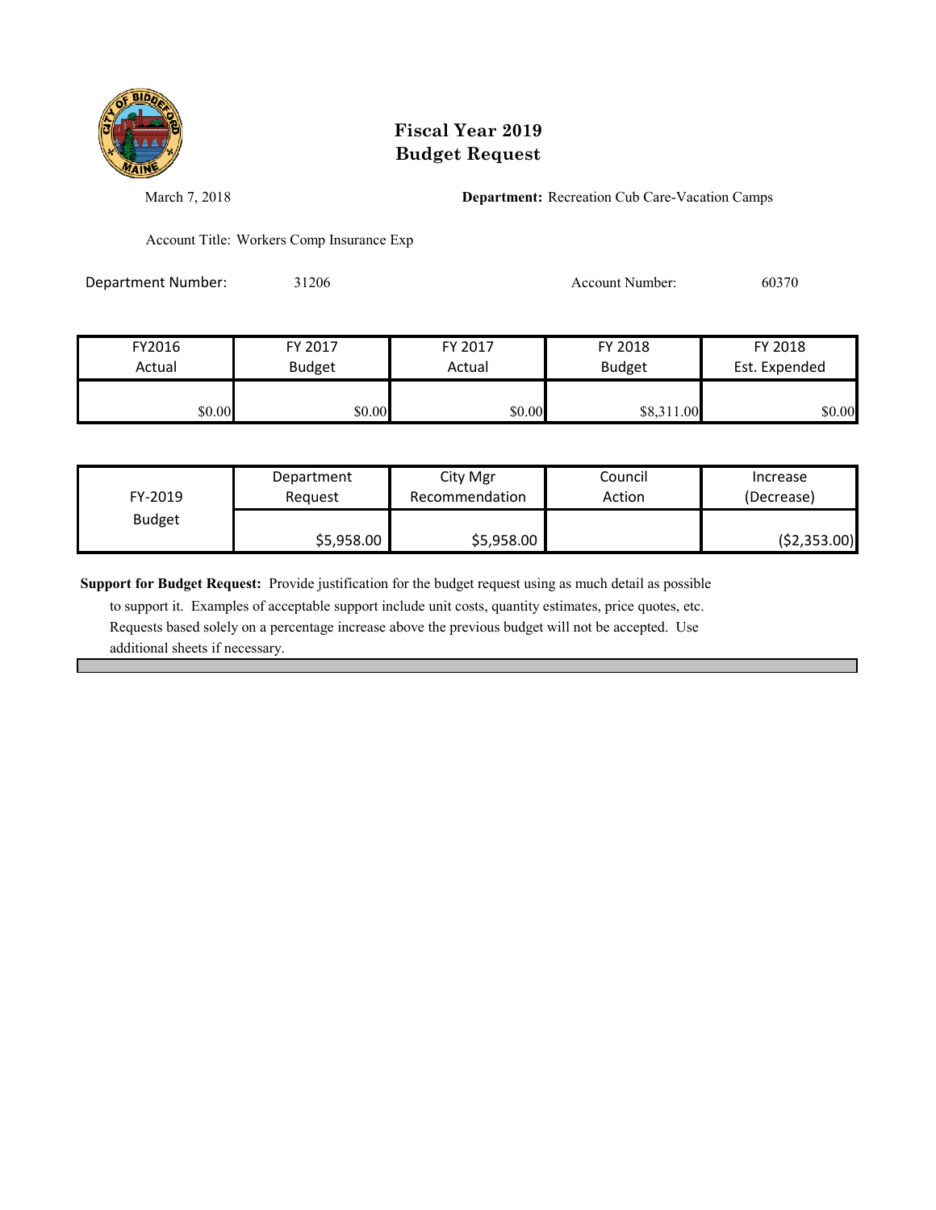# Fiscal Year 2019
# Budget Request

March 7, 2018

**Department:** Recreation Cub Care-Vacation Camps

Account Title: Workers Comp Insurance Exp

Department Number: 31206

Account Number: 60370

| FY2016 Actual | FY 2017 Budget | FY 2017 Actual | FY 2018 Budget | FY 2018 Est. Expended |
|---|---|---|---|---|
| $0.00 | $0.00 | $0.00 | $8,311.00 | $0.00 |

| FY-2019 Budget | Department Request | City Mgr Recommendation | Council Action | Increase (Decrease) |
|---|---|---|---|---|
| | $5,958.00 | $5,958.00 | | ($2,353.00) |

**Support for Budget Request:** Provide justification for the budget request using as much detail as possible to support it. Examples of acceptable support include unit costs, quantity estimates, price quotes, etc. Requests based solely on a percentage increase above the previous budget will not be accepted. Use additional sheets if necessary.